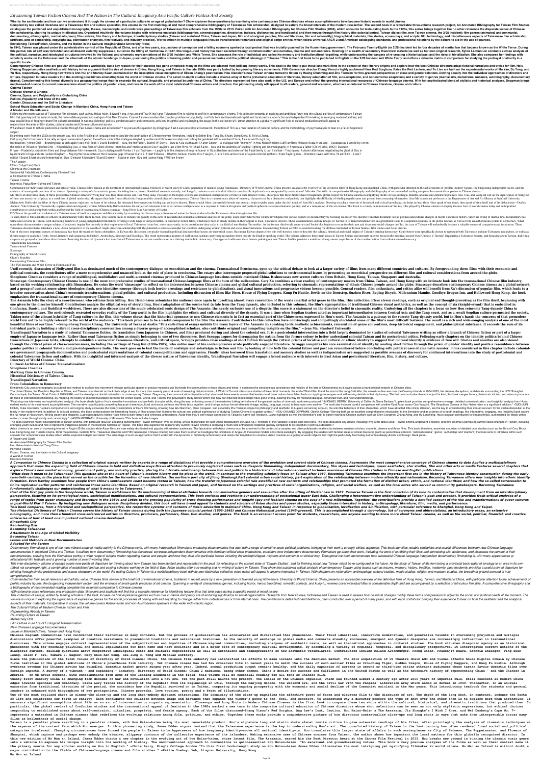# Envisioning Taiwan Fiction Cinema And The Nation In The Cultural Imaginary Asia Pacific Culture Politics And Society

**What is the sentimental and how can we understand it through the cinema of a particular culture in an age of globalisation? Chow explores these questions by examining nine contemporary Chinese directors whose accomplishments have become historic events in world cinema.**

**Compiled by two skilled librarians and a Taiwanese film and culture specialist, this volume is the first multilingual and most comprehensive bibliography of Taiwanese film scholarship, designed to satisfy the broad interests of the modern researcher. The second book in a remarkable three-volume research project, An Annotated Bibliography for Taiwan Film Studies catalogues the published and unpublished monographs, theses, manuscripts, and conference proceedings of Taiwanese film scholars from the 1950s to 2013. Paired with An Annotated Bibliography for Chinese Film Studies (2004), which accounts for texts dating back to the 1920s, this series brings together like no other reference the disparate voices of Chinese film scholarship, charting its unique intellectual arc.**

**Envisioning Taiwan: Fiction, Cinema, and the Nation in the Cultural Imaginary**

**In 1945, Taiwan was placed under the administrative control of the Republic of China, and after two years, accusations of corruption and a failing economy sparked a local protest that was brutally quashed by the Kuomintang government. The February Twenty-Eighth (or 2/28) Incident led to four decades of martial law that became known as the White Terror.**

**Contemporary Chinese films are popular with audiences worldwide, but a key reason for their success has gone unnoticed: many of the films are adapted from brilliant literary works. This book is the first to put these landmark films in the context of their literary origins and explore how the best Chinese directors adapt fictional narratives and styles for film.**

**Cinema Taiwan**

**Chinese Women's Cinema**

**Cinema, Space, and Polylocality in a Globalizing China**

**Politics, Popularity and State of the Arts**

**Gender, Discourse and the Self in Literature**

**School Music Education and Social Change in Mainland China, Hong Kong and Taiwan**

**A Master and His Influence**

Following the recent success of Taiwanese film directors, such as Hou Hsiao-hsien, Edward Yang, Ang Lee and Tsai Ming-liang, Taiwanese film is raising its profile in contemporary cinema. This collection presents an exciting and ambitious foray into the cultural politics of contemporary Taiwan film.

What does it mean to rethink postcolonial studies through East Asian cinema and experience? Yes pursues this question by bringing an East Asian postcolonial framework, the notion of film as a manifestation of national culture, and the methodology of psychoanalysis to bear on a failed hegemonic subject.

Examining work from the 1920s to the present day, this is the first English language text to consider the contribution of Chinese women filmmakers, including Esther Eng, Tang Shu Shuen, Dong Kena, & Sylvia Chang.

Critiquing the fictive nature of socially accepted values about gender, the authors unravel the strategies adopted by writers and filmmakers in (de)constructing the gendered self in mainland China, Taiwan and Hong Kong.

The Assassin

Ethics, Subject and Place

Cinema at the Crossroads

Sentimental Fabulations, Contemporary Chinese Films

A Companion to Chinese Cinema

Taiwan Cinema

Indonesia, Papua New Guinea and Taiwan

Transnational Ecocinema

Transnational Contexts

Sinoscape

Filmography of World History

China's Republic

Documenting Taiwan on Film

The 2/28 Incident and White Terror in Fiction and Film

**Until recently, discussion of Hollywood film has dominated much of the contemporary dialogue on ecocriticism and the cinema. Transnational Ecocinema, open up the critical debate to look at a larger variety of films from many different countries and cultures.**

**Sinoscape: Contemporary Chinese Cinema is one of the most comprehensive studies of transnational Chinese-language films at the turn of the millennium.**

**The Assassin tells the story of a swordswoman who refrains from killing. Hou Hsiao-hsien astonishes his audience once again by upsetting almost every convention of the wuxia (martial arts) genre in the film.**

**Translingual Narration is a study of colonial Taiwanese fiction, its translation from Japanese to Chinese, and films produced during and about the colonial era.**

**Directory of World Cinema: China**

**Cultural Archives of Chinese Transnationalism**

**Sinophone Cinemas**

**Marking Time in Chinese Cinema**

**Historical Dictionary of Taiwan Cinema**

**Translingual Narration**

**From Colonialism to Democracy**

An Annotated Bibliography for Taiwan Film Studies

Hou Hsiao-hsien's World of Tang China

Perverse Taiwan

Fiction, Cinema, and the Nation in the Cultural Imaginary

A World of Turmoil

Diasporic Histories

***A Companion to Chinese Cinema is a collection of original essays written by experts in a range of disciplines that provide a comprehensive overview of the evolution and current state of Chinese cinema.***

***Kinesthetic City***

***Reorienting Ozu***

***Becoming Taiwanese***

***Attachment in the Age of Global Visibility***

***Becoming Taiwan***

***Issues and Methods in New Documentaries***

***Adapted for the Screen***

*The Cultural Politics of Modern Chinese Fiction and Film*

*Representing Atrocity in Taiwan*

*Re-writing Culture in Taiwan*

*Melancholy Drift*

*Film Culture in an Era of Ecological Transformation*

*New Chinese-Language Documentaries*

*Issues in Mainland China, Taiwan and Hong Kong*

**No Man an Island**